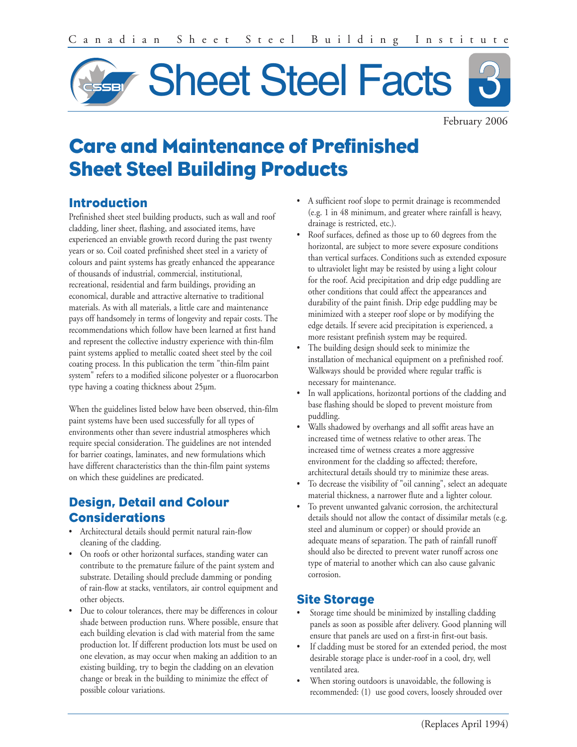Canadian Sheet Steel Building Institute

# Sheet Steel Facts 3

February 2006

# Care and Maintenance of Prefinished Sheet Steel Building Products

## Introduction

Prefinished sheet steel building products, such as wall and roof cladding, liner sheet, flashing, and associated items, have experienced an enviable growth record during the past twenty years or so. Coil coated prefinished sheet steel in a variety of colours and paint systems has greatly enhanced the appearance of thousands of industrial, commercial, institutional, recreational, residential and farm buildings, providing an economical, durable and attractive alternative to traditional materials. As with all materials, a little care and maintenance pays off handsomely in terms of longevity and repair costs. The recommendations which follow have been learned at first hand and represent the collective industry experience with thin-film paint systems applied to metallic coated sheet steel by the coil coating process. In this publication the term "thin-film paint system" refers to a modified silicone polyester or a fluorocarbon type having a coating thickness about 25µm.

When the guidelines listed below have been observed, thin-film paint systems have been used successfully for all types of environments other than severe industrial atmospheres which require special consideration. The guidelines are not intended for barrier coatings, laminates, and new formulations which have different characteristics than the thin-film paint systems on which these guidelines are predicated.

## Design, Detail and Colour Considerations

- Architectural details should permit natural rain-flow cleaning of the cladding.
- On roofs or other horizontal surfaces, standing water can contribute to the premature failure of the paint system and substrate. Detailing should preclude damming or ponding of rain-flow at stacks, ventilators, air control equipment and other objects.
- Due to colour tolerances, there may be differences in colour shade between production runs. Where possible, ensure that each building elevation is clad with material from the same production lot. If different production lots must be used on one elevation, as may occur when making an addition to an existing building, try to begin the cladding on an elevation change or break in the building to minimize the effect of possible colour variations.
- A sufficient roof slope to permit drainage is recommended (e.g. 1 in 48 minimum, and greater where rainfall is heavy, drainage is restricted, etc.).
- Roof surfaces, defined as those up to 60 degrees from the horizontal, are subject to more severe exposure conditions than vertical surfaces. Conditions such as extended exposure to ultraviolet light may be resisted by using a light colour for the roof. Acid precipitation and drip edge puddling are other conditions that could affect the appearances and durability of the paint finish. Drip edge puddling may be minimized with a steeper roof slope or by modifying the edge details. If severe acid precipitation is experienced, a more resistant prefinish system may be required.
- The building design should seek to minimize the installation of mechanical equipment on a prefinished roof. Walkways should be provided where regular traffic is necessary for maintenance.
- In wall applications, horizontal portions of the cladding and base flashing should be sloped to prevent moisture from puddling.
- Walls shadowed by overhangs and all soffit areas have an increased time of wetness relative to other areas. The increased time of wetness creates a more aggressive environment for the cladding so affected; therefore, architectural details should try to minimize these areas.
- To decrease the visibility of "oil canning", select an adequate material thickness, a narrower flute and a lighter colour.
- To prevent unwanted galvanic corrosion, the architectural details should not allow the contact of dissimilar metals (e.g. steel and aluminum or copper) or should provide an adequate means of separation. The path of rainfall runoff should also be directed to prevent water runoff across one type of material to another which can also cause galvanic corrosion.

## Site Storage

- Storage time should be minimized by installing cladding panels as soon as possible after delivery. Good planning will ensure that panels are used on a first-in first-out basis.
- If cladding must be stored for an extended period, the most desirable storage place is under-roof in a cool, dry, well ventilated area.
- When storing outdoors is unavoidable, the following is recommended: (1) use good covers, loosely shrouded over

(Replaces April 1994)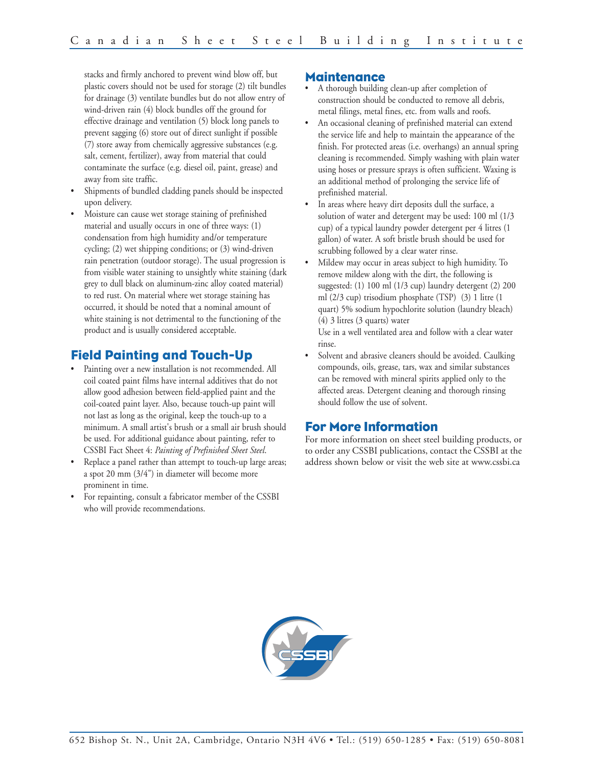stacks and firmly anchored to prevent wind blow off, but plastic covers should not be used for storage (2) tilt bundles for drainage (3) ventilate bundles but do not allow entry of wind-driven rain (4) block bundles off the ground for effective drainage and ventilation (5) block long panels to prevent sagging (6) store out of direct sunlight if possible (7) store away from chemically aggressive substances (e.g. salt, cement, fertilizer), away from material that could contaminate the surface (e.g. diesel oil, paint, grease) and away from site traffic.

- Shipments of bundled cladding panels should be inspected upon delivery.
- Moisture can cause wet storage staining of prefinished material and usually occurs in one of three ways: (1) condensation from high humidity and/or temperature cycling; (2) wet shipping conditions; or (3) wind-driven rain penetration (outdoor storage). The usual progression is from visible water staining to unsightly white staining (dark grey to dull black on aluminum-zinc alloy coated material) to red rust. On material where wet storage staining has occurred, it should be noted that a nominal amount of white staining is not detrimental to the functioning of the product and is usually considered acceptable.

## Field Painting and Touch-Up

- Painting over a new installation is not recommended. All coil coated paint films have internal additives that do not allow good adhesion between field-applied paint and the coil-coated paint layer. Also, because touch-up paint will not last as long as the original, keep the touch-up to a minimum. A small artist's brush or a small air brush should be used. For additional guidance about painting, refer to CSSBI Fact Sheet 4: *Painting of Prefinished Sheet Steel*.
- Replace a panel rather than attempt to touch-up large areas; a spot 20 mm (3/4") in diameter will become more prominent in time.
- For repainting, consult a fabricator member of the CSSBI who will provide recommendations.

## Maintenance

- A thorough building clean-up after completion of construction should be conducted to remove all debris, metal filings, metal fines, etc. from walls and roofs.
- An occasional cleaning of prefinished material can extend the service life and help to maintain the appearance of the finish. For protected areas (i.e. overhangs) an annual spring cleaning is recommended. Simply washing with plain water using hoses or pressure sprays is often sufficient. Waxing is an additional method of prolonging the service life of prefinished material.
- In areas where heavy dirt deposits dull the surface, a solution of water and detergent may be used: 100 ml (1/3 cup) of a typical laundry powder detergent per 4 litres (1 gallon) of water. A soft bristle brush should be used for scrubbing followed by a clear water rinse.
- Mildew may occur in areas subject to high humidity. To remove mildew along with the dirt, the following is suggested: (1) 100 ml (1/3 cup) laundry detergent (2) 200 ml (2/3 cup) trisodium phosphate (TSP) (3) 1 litre (1 quart) 5% sodium hypochlorite solution (laundry bleach) (4) 3 litres (3 quarts) water
  Use in a well ventilated area and follow with a clear water rinse.
- Solvent and abrasive cleaners should be avoided. Caulking compounds, oils, grease, tars, wax and similar substances can be removed with mineral spirits applied only to the affected areas. Detergent cleaning and thorough rinsing should follow the use of solvent.

## For More Information

For more information on sheet steel building products, or to order any CSSBI publications, contact the CSSBI at the address shown below or visit the web site at www.cssbi.ca

652 Bishop St. N., Unit 2A, Cambridge, Ontario N3H 4V6 • Tel.: (519) 650-1285 • Fax: (519) 650-8081